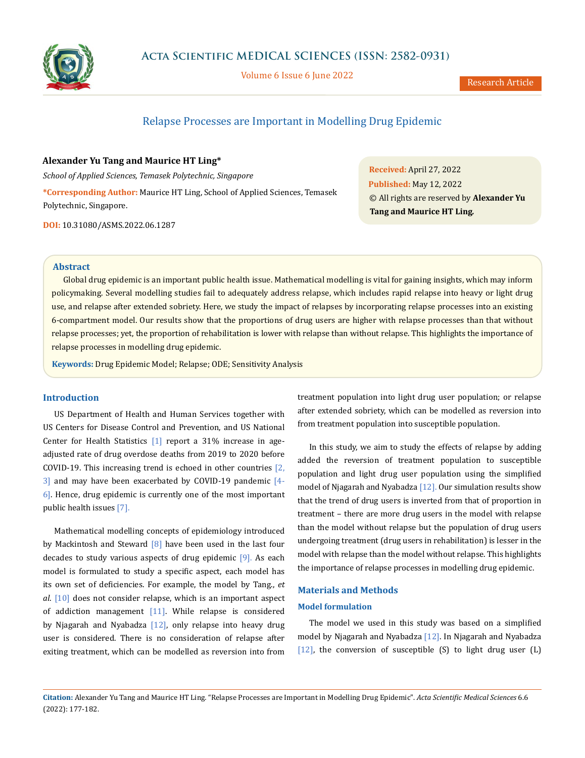# Relapse Processes are Important in Modelling Drug Epidemic

**Alexander Yu Tang and Maurice HT Ling***

*School of Applied Sciences, Temasek Polytechnic, Singapore*

***Corresponding Author:** Maurice HT Ling, School of Applied Sciences, Temasek Polytechnic, Singapore.

**DOI:** 10.31080/ASMS.2022.06.1287

**Received:** April 27, 2022
**Published:** May 12, 2022
© All rights are reserved by **Alexander Yu Tang and Maurice HT Ling.**

## Abstract

Global drug epidemic is an important public health issue. Mathematical modelling is vital for gaining insights, which may inform policymaking. Several modelling studies fail to adequately address relapse, which includes rapid relapse into heavy or light drug use, and relapse after extended sobriety. Here, we study the impact of relapses by incorporating relapse processes into an existing 6-compartment model. Our results show that the proportions of drug users are higher with relapse processes than that without relapse processes; yet, the proportion of rehabilitation is lower with relapse than without relapse. This highlights the importance of relapse processes in modelling drug epidemic.

**Keywords:** Drug Epidemic Model; Relapse; ODE; Sensitivity Analysis

## Introduction

US Department of Health and Human Services together with US Centers for Disease Control and Prevention, and US National Center for Health Statistics [1] report a 31% increase in age-adjusted rate of drug overdose deaths from 2019 to 2020 before COVID-19. This increasing trend is echoed in other countries [2, 3] and may have been exacerbated by COVID-19 pandemic [4-6]. Hence, drug epidemic is currently one of the most important public health issues [7].

Mathematical modelling concepts of epidemiology introduced by Mackintosh and Steward [8] have been used in the last four decades to study various aspects of drug epidemic [9]. As each model is formulated to study a specific aspect, each model has its own set of deficiencies. For example, the model by Tang., *et al*. [10] does not consider relapse, which is an important aspect of addiction management [11]. While relapse is considered by Njagarah and Nyabadza [12], only relapse into heavy drug user is considered. There is no consideration of relapse after exiting treatment, which can be modelled as reversion into from treatment population into light drug user population; or relapse after extended sobriety, which can be modelled as reversion into from treatment population into susceptible population.

In this study, we aim to study the effects of relapse by adding added the reversion of treatment population to susceptible population and light drug user population using the simplified model of Njagarah and Nyabadza [12]. Our simulation results show that the trend of drug users is inverted from that of proportion in treatment – there are more drug users in the model with relapse than the model without relapse but the population of drug users undergoing treatment (drug users in rehabilitation) is lesser in the model with relapse than the model without relapse. This highlights the importance of relapse processes in modelling drug epidemic.

## Materials and Methods

### Model formulation

The model we used in this study was based on a simplified model by Njagarah and Nyabadza [12]. In Njagarah and Nyabadza [12], the conversion of susceptible (S) to light drug user (L)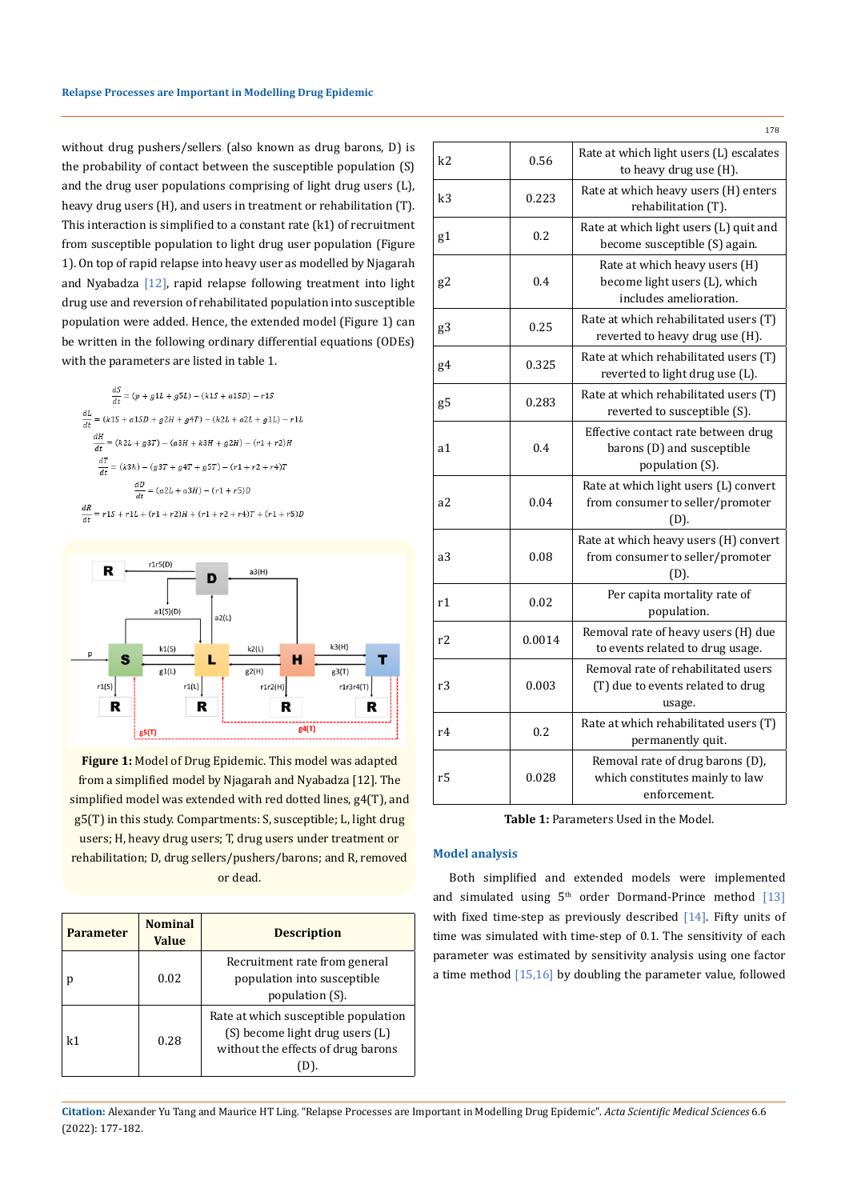without drug pushers/sellers (also known as drug barons, D) is the probability of contact between the susceptible population (S) and the drug user populations comprising of light drug users (L), heavy drug users (H), and users in treatment or rehabilitation (T). This interaction is simplified to a constant rate (k1) of recruitment from susceptible population to light drug user population (Figure 1). On top of rapid relapse into heavy user as modelled by Njagarah and Nyabadza [12], rapid relapse following treatment into light drug use and reversion of rehabilitated population into susceptible population were added. Hence, the extended model (Figure 1) can be written in the following ordinary differential equations (ODEs) with the parameters are listed in table 1.

$$\frac{dS}{dt} = (p + g1L + g5L) - (k1S + a1SD) - r1S$$

$$\frac{dL}{dt} = (k1S + a1SD + g2H + g4T) - (k2L + a2L + g1L) - r1L$$

$$\frac{dH}{dt} = (k2L + g3T) - (a3H + k3H + g2H) - (r1 + r2)H$$

$$\frac{dT}{dt} = (k3h) - (g3T + g4T + g5T) - (r1 + r2 + r4)T$$

$$\frac{dD}{dt} = (a2L + a3H) - (r1 + r5)D$$

$$\frac{dR}{dt} = r1S + r1L + (r1 + r2)H + (r1 + r2 + r4)T + (r1 + r5)D$$

**Figure 1:** Model of Drug Epidemic. This model was adapted from a simplified model by Njagarah and Nyabadza [12]. The simplified model was extended with red dotted lines, g4(T), and g5(T) in this study. Compartments: S, susceptible; L, light drug users; H, heavy drug users; T, drug users under treatment or rehabilitation; D, drug sellers/pushers/barons; and R, removed or dead.

| Parameter | Nominal Value | Description |
|---|---|---|
| p | 0.02 | Recruitment rate from general population into susceptible population (S). |
| k1 | 0.28 | Rate at which susceptible population (S) become light drug users (L) without the effects of drug barons (D). |
| k2 | 0.56 | Rate at which light users (L) escalates to heavy drug use (H). |
| k3 | 0.223 | Rate at which heavy users (H) enters rehabilitation (T). |
| g1 | 0.2 | Rate at which light users (L) quit and become susceptible (S) again. |
| g2 | 0.4 | Rate at which heavy users (H) become light users (L), which includes amelioration. |
| g3 | 0.25 | Rate at which rehabilitated users (T) reverted to heavy drug use (H). |
| g4 | 0.325 | Rate at which rehabilitated users (T) reverted to light drug use (L). |
| g5 | 0.283 | Rate at which rehabilitated users (T) reverted to susceptible (S). |
| a1 | 0.4 | Effective contact rate between drug barons (D) and susceptible population (S). |
| a2 | 0.04 | Rate at which light users (L) convert from consumer to seller/promoter (D). |
| a3 | 0.08 | Rate at which heavy users (H) convert from consumer to seller/promoter (D). |
| r1 | 0.02 | Per capita mortality rate of population. |
| r2 | 0.0014 | Removal rate of heavy users (H) due to events related to drug usage. |
| r3 | 0.003 | Removal rate of rehabilitated users (T) due to events related to drug usage. |
| r4 | 0.2 | Rate at which rehabilitated users (T) permanently quit. |
| r5 | 0.028 | Removal rate of drug barons (D), which constitutes mainly to law enforcement. |

**Table 1:** Parameters Used in the Model.

### Model analysis

Both simplified and extended models were implemented and simulated using 5th order Dormand-Prince method [13] with fixed time-step as previously described [14]. Fifty units of time was simulated with time-step of 0.1. The sensitivity of each parameter was estimated by sensitivity analysis using one factor a time method [15,16] by doubling the parameter value, followed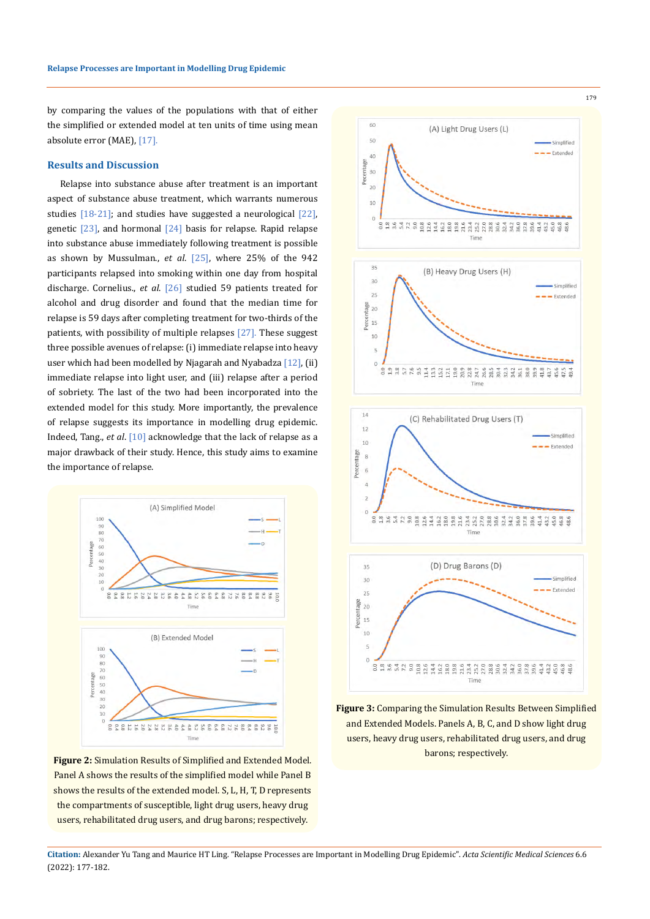by comparing the values of the populations with that of either the simplified or extended model at ten units of time using mean absolute error (MAE), [17].

## Results and Discussion

Relapse into substance abuse after treatment is an important aspect of substance abuse treatment, which warrants numerous studies [18-21]; and studies have suggested a neurological [22], genetic [23], and hormonal [24] basis for relapse. Rapid relapse into substance abuse immediately following treatment is possible as shown by Mussulman., *et al*. [25], where 25% of the 942 participants relapsed into smoking within one day from hospital discharge. Cornelius., *et al*. [26] studied 59 patients treated for alcohol and drug disorder and found that the median time for relapse is 59 days after completing treatment for two-thirds of the patients, with possibility of multiple relapses [27]. These suggest three possible avenues of relapse: (i) immediate relapse into heavy user which had been modelled by Njagarah and Nyabadza [12], (ii) immediate relapse into light user, and (iii) relapse after a period of sobriety. The last of the two had been incorporated into the extended model for this study. More importantly, the prevalence of relapse suggests its importance in modelling drug epidemic. Indeed, Tang., *et al*. [10] acknowledge that the lack of relapse as a major drawback of their study. Hence, this study aims to examine the importance of relapse.

**Figure 2:** Simulation Results of Simplified and Extended Model. Panel A shows the results of the simplified model while Panel B shows the results of the extended model. S, L, H, T, D represents the compartments of susceptible, light drug users, heavy drug users, rehabilitated drug users, and drug barons; respectively.

**Figure 3:** Comparing the Simulation Results Between Simplified and Extended Models. Panels A, B, C, and D show light drug users, heavy drug users, rehabilitated drug users, and drug barons; respectively.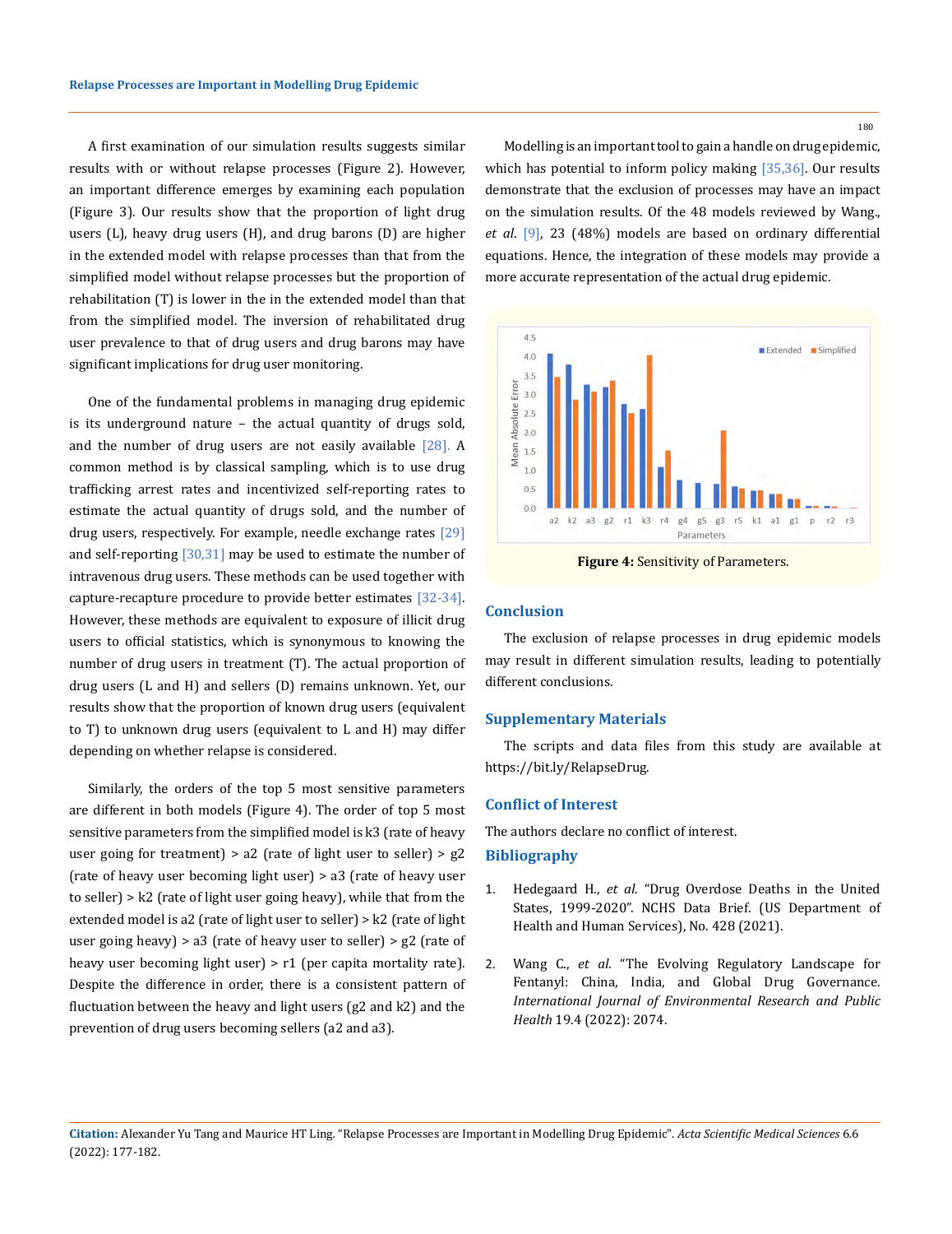A first examination of our simulation results suggests similar results with or without relapse processes (Figure 2). However, an important difference emerges by examining each population (Figure 3). Our results show that the proportion of light drug users (L), heavy drug users (H), and drug barons (D) are higher in the extended model with relapse processes than that from the simplified model without relapse processes but the proportion of rehabilitation (T) is lower in the in the extended model than that from the simplified model. The inversion of rehabilitated drug user prevalence to that of drug users and drug barons may have significant implications for drug user monitoring.

One of the fundamental problems in managing drug epidemic is its underground nature – the actual quantity of drugs sold, and the number of drug users are not easily available [28]. A common method is by classical sampling, which is to use drug trafficking arrest rates and incentivized self-reporting rates to estimate the actual quantity of drugs sold, and the number of drug users, respectively. For example, needle exchange rates [29] and self-reporting [30,31] may be used to estimate the number of intravenous drug users. These methods can be used together with capture-recapture procedure to provide better estimates [32-34]. However, these methods are equivalent to exposure of illicit drug users to official statistics, which is synonymous to knowing the number of drug users in treatment (T). The actual proportion of drug users (L and H) and sellers (D) remains unknown. Yet, our results show that the proportion of known drug users (equivalent to T) to unknown drug users (equivalent to L and H) may differ depending on whether relapse is considered.

Similarly, the orders of the top 5 most sensitive parameters are different in both models (Figure 4). The order of top 5 most sensitive parameters from the simplified model is k3 (rate of heavy user going for treatment) > a2 (rate of light user to seller) > g2 (rate of heavy user becoming light user) > a3 (rate of heavy user to seller) > k2 (rate of light user going heavy), while that from the extended model is a2 (rate of light user to seller) > k2 (rate of light user going heavy) > a3 (rate of heavy user to seller) > g2 (rate of heavy user becoming light user) > r1 (per capita mortality rate). Despite the difference in order, there is a consistent pattern of fluctuation between the heavy and light users (g2 and k2) and the prevention of drug users becoming sellers (a2 and a3).

Modelling is an important tool to gain a handle on drug epidemic, which has potential to inform policy making [35,36]. Our results demonstrate that the exclusion of processes may have an impact on the simulation results. Of the 48 models reviewed by Wang., *et al*. [9], 23 (48%) models are based on ordinary differential equations. Hence, the integration of these models may provide a more accurate representation of the actual drug epidemic.

**Figure 4:** Sensitivity of Parameters.

## Conclusion

The exclusion of relapse processes in drug epidemic models may result in different simulation results, leading to potentially different conclusions.

## Supplementary Materials

The scripts and data files from this study are available at https://bit.ly/RelapseDrug.

## Conflict of Interest

The authors declare no conflict of interest.

## Bibliography

1. Hedegaard H., *et al*. "Drug Overdose Deaths in the United States, 1999-2020". NCHS Data Brief. (US Department of Health and Human Services), No. 428 (2021).

2. Wang C., *et al*. "The Evolving Regulatory Landscape for Fentanyl: China, India, and Global Drug Governance. *International Journal of Environmental Research and Public Health* 19.4 (2022): 2074.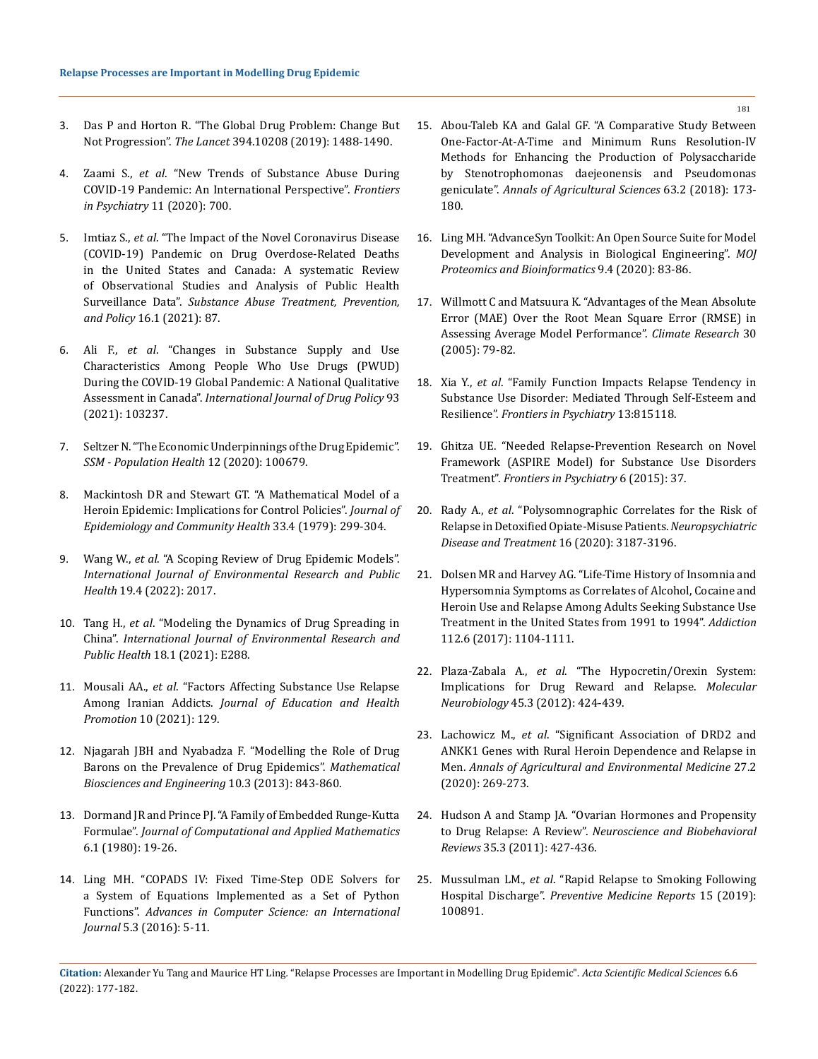3. Das P and Horton R. "The Global Drug Problem: Change But Not Progression". *The Lancet* 394.10208 (2019): 1488-1490.

4. Zaami S., *et al*. "New Trends of Substance Abuse During COVID-19 Pandemic: An International Perspective". *Frontiers in Psychiatry* 11 (2020): 700.

5. Imtiaz S., *et al*. "The Impact of the Novel Coronavirus Disease (COVID-19) Pandemic on Drug Overdose-Related Deaths in the United States and Canada: A systematic Review of Observational Studies and Analysis of Public Health Surveillance Data". *Substance Abuse Treatment, Prevention, and Policy* 16.1 (2021): 87.

6. Ali F., *et al*. "Changes in Substance Supply and Use Characteristics Among People Who Use Drugs (PWUD) During the COVID-19 Global Pandemic: A National Qualitative Assessment in Canada". *International Journal of Drug Policy* 93 (2021): 103237.

7. Seltzer N. "The Economic Underpinnings of the Drug Epidemic". *SSM - Population Health* 12 (2020): 100679.

8. Mackintosh DR and Stewart GT. "A Mathematical Model of a Heroin Epidemic: Implications for Control Policies". *Journal of Epidemiology and Community Health* 33.4 (1979): 299-304.

9. Wang W., *et al*. "A Scoping Review of Drug Epidemic Models". *International Journal of Environmental Research and Public Health* 19.4 (2022): 2017.

10. Tang H., *et al*. "Modeling the Dynamics of Drug Spreading in China". *International Journal of Environmental Research and Public Health* 18.1 (2021): E288.

11. Mousali AA., *et al*. "Factors Affecting Substance Use Relapse Among Iranian Addicts. *Journal of Education and Health Promotion* 10 (2021): 129.

12. Njagarah JBH and Nyabadza F. "Modelling the Role of Drug Barons on the Prevalence of Drug Epidemics". *Mathematical Biosciences and Engineering* 10.3 (2013): 843-860.

13. Dormand JR and Prince PJ. "A Family of Embedded Runge-Kutta Formulae". *Journal of Computational and Applied Mathematics* 6.1 (1980): 19-26.

14. Ling MH. "COPADS IV: Fixed Time-Step ODE Solvers for a System of Equations Implemented as a Set of Python Functions". *Advances in Computer Science: an International Journal* 5.3 (2016): 5-11.

15. Abou-Taleb KA and Galal GF. "A Comparative Study Between One-Factor-At-A-Time and Minimum Runs Resolution-IV Methods for Enhancing the Production of Polysaccharide by Stenotrophomonas daejeonensis and Pseudomonas geniculate". *Annals of Agricultural Sciences* 63.2 (2018): 173-180.

16. Ling MH. "AdvanceSyn Toolkit: An Open Source Suite for Model Development and Analysis in Biological Engineering". *MOJ Proteomics and Bioinformatics* 9.4 (2020): 83-86.

17. Willmott C and Matsuura K. "Advantages of the Mean Absolute Error (MAE) Over the Root Mean Square Error (RMSE) in Assessing Average Model Performance". *Climate Research* 30 (2005): 79-82.

18. Xia Y., *et al*. "Family Function Impacts Relapse Tendency in Substance Use Disorder: Mediated Through Self-Esteem and Resilience". *Frontiers in Psychiatry* 13:815118.

19. Ghitza UE. "Needed Relapse-Prevention Research on Novel Framework (ASPIRE Model) for Substance Use Disorders Treatment". *Frontiers in Psychiatry* 6 (2015): 37.

20. Rady A., *et al*. "Polysomnographic Correlates for the Risk of Relapse in Detoxified Opiate-Misuse Patients. *Neuropsychiatric Disease and Treatment* 16 (2020): 3187-3196.

21. Dolsen MR and Harvey AG. "Life-Time History of Insomnia and Hypersomnia Symptoms as Correlates of Alcohol, Cocaine and Heroin Use and Relapse Among Adults Seeking Substance Use Treatment in the United States from 1991 to 1994". *Addiction* 112.6 (2017): 1104-1111.

22. Plaza-Zabala A., *et al*. "The Hypocretin/Orexin System: Implications for Drug Reward and Relapse. *Molecular Neurobiology* 45.3 (2012): 424-439.

23. Lachowicz M., *et al*. "Significant Association of DRD2 and ANKK1 Genes with Rural Heroin Dependence and Relapse in Men. *Annals of Agricultural and Environmental Medicine* 27.2 (2020): 269-273.

24. Hudson A and Stamp JA. "Ovarian Hormones and Propensity to Drug Relapse: A Review". *Neuroscience and Biobehavioral Reviews* 35.3 (2011): 427-436.

25. Mussulman LM., *et al*. "Rapid Relapse to Smoking Following Hospital Discharge". *Preventive Medicine Reports* 15 (2019): 100891.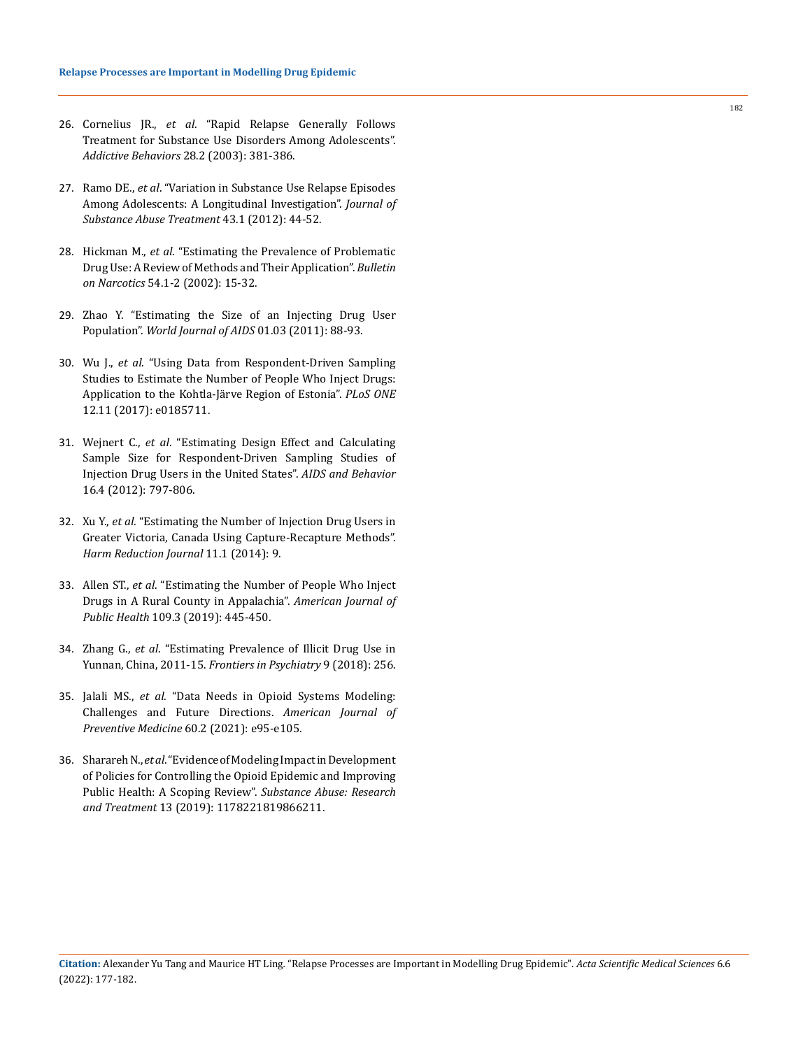26. Cornelius JR., *et al*. "Rapid Relapse Generally Follows Treatment for Substance Use Disorders Among Adolescents". *Addictive Behaviors* 28.2 (2003): 381-386.

27. Ramo DE., *et al*. "Variation in Substance Use Relapse Episodes Among Adolescents: A Longitudinal Investigation". *Journal of Substance Abuse Treatment* 43.1 (2012): 44-52.

28. Hickman M., *et al*. "Estimating the Prevalence of Problematic Drug Use: A Review of Methods and Their Application". *Bulletin on Narcotics* 54.1-2 (2002): 15-32.

29. Zhao Y. "Estimating the Size of an Injecting Drug User Population". *World Journal of AIDS* 01.03 (2011): 88-93.

30. Wu J., *et al.* "Using Data from Respondent-Driven Sampling Studies to Estimate the Number of People Who Inject Drugs: Application to the Kohtla-Järve Region of Estonia". *PLoS ONE* 12.11 (2017): e0185711.

31. Wejnert C., *et al*. "Estimating Design Effect and Calculating Sample Size for Respondent-Driven Sampling Studies of Injection Drug Users in the United States". *AIDS and Behavior* 16.4 (2012): 797-806.

32. Xu Y., *et al*. "Estimating the Number of Injection Drug Users in Greater Victoria, Canada Using Capture-Recapture Methods". *Harm Reduction Journal* 11.1 (2014): 9.

33. Allen ST., *et al*. "Estimating the Number of People Who Inject Drugs in A Rural County in Appalachia". *American Journal of Public Health* 109.3 (2019): 445-450.

34. Zhang G., *et al*. "Estimating Prevalence of Illicit Drug Use in Yunnan, China, 2011-15. *Frontiers in Psychiatry* 9 (2018): 256.

35. Jalali MS., *et al.* "Data Needs in Opioid Systems Modeling: Challenges and Future Directions. *American Journal of Preventive Medicine* 60.2 (2021): e95-e105.

36. Sharareh N., *et al*. "Evidence of Modeling Impact in Development of Policies for Controlling the Opioid Epidemic and Improving Public Health: A Scoping Review". *Substance Abuse: Research and Treatment* 13 (2019): 1178221819866211.